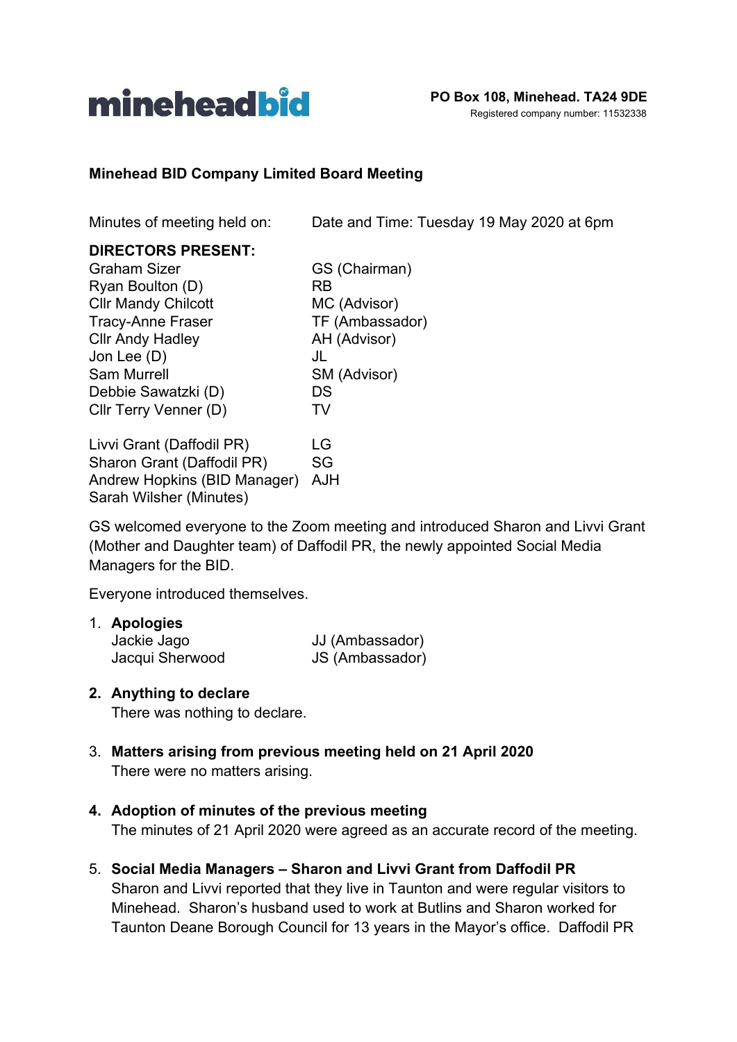**mineheadbid**

**PO Box 108, Minehead. TA24 9DE**
Registered company number: 11532338

# Minehead BID Company Limited Board Meeting

| Minutes of meeting held on: | Date and Time: Tuesday 19 May 2020 at 6pm |
|---|---|

**DIRECTORS PRESENT:**

| | |
|---|---|
| Graham Sizer | GS (Chairman) |
| Ryan Boulton (D) | RB |
| Cllr Mandy Chilcott | MC (Advisor) |
| Tracy-Anne Fraser | TF (Ambassador) |
| Cllr Andy Hadley | AH (Advisor) |
| Jon Lee (D) | JL |
| Sam Murrell | SM (Advisor) |
| Debbie Sawatzki (D) | DS |
| Cllr Terry Venner (D) | TV |
| | |
| Livvi Grant (Daffodil PR) | LG |
| Sharon Grant (Daffodil PR) | SG |
| Andrew Hopkins (BID Manager) | AJH |
| Sarah Wilsher (Minutes) | |

GS welcomed everyone to the Zoom meeting and introduced Sharon and Livvi Grant (Mother and Daughter team) of Daffodil PR, the newly appointed Social Media Managers for the BID.

Everyone introduced themselves.

1. **Apologies**

| | |
|---|---|
| Jackie Jago | JJ (Ambassador) |
| Jacqui Sherwood | JS (Ambassador) |

2. **Anything to declare**
   There was nothing to declare.

3. **Matters arising from previous meeting held on 21 April 2020**
   There were no matters arising.

4. **Adoption of minutes of the previous meeting**
   The minutes of 21 April 2020 were agreed as an accurate record of the meeting.

5. **Social Media Managers – Sharon and Livvi Grant from Daffodil PR**
   Sharon and Livvi reported that they live in Taunton and were regular visitors to Minehead. Sharon's husband used to work at Butlins and Sharon worked for Taunton Deane Borough Council for 13 years in the Mayor's office. Daffodil PR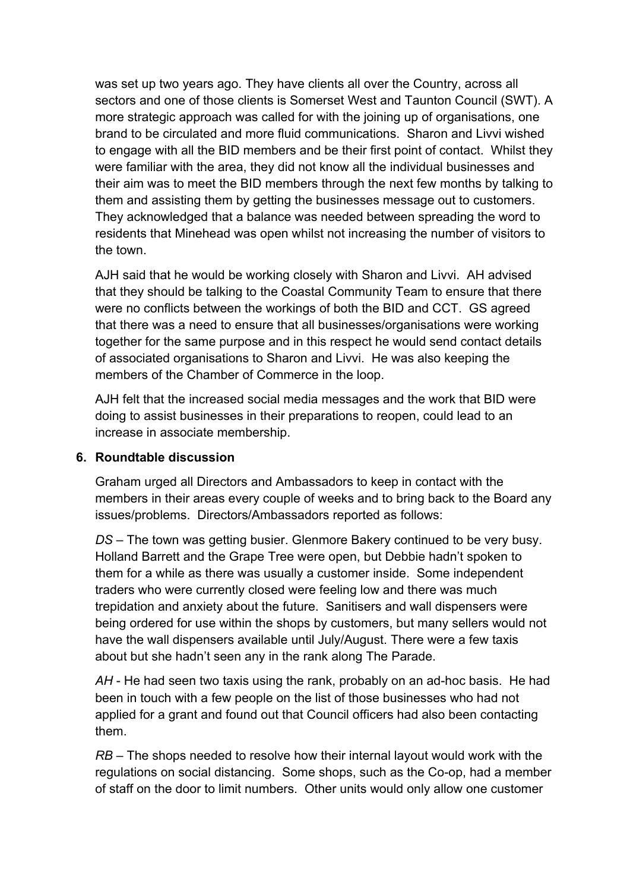was set up two years ago. They have clients all over the Country, across all sectors and one of those clients is Somerset West and Taunton Council (SWT). A more strategic approach was called for with the joining up of organisations, one brand to be circulated and more fluid communications. Sharon and Livvi wished to engage with all the BID members and be their first point of contact. Whilst they were familiar with the area, they did not know all the individual businesses and their aim was to meet the BID members through the next few months by talking to them and assisting them by getting the businesses message out to customers. They acknowledged that a balance was needed between spreading the word to residents that Minehead was open whilst not increasing the number of visitors to the town.

AJH said that he would be working closely with Sharon and Livvi. AH advised that they should be talking to the Coastal Community Team to ensure that there were no conflicts between the workings of both the BID and CCT. GS agreed that there was a need to ensure that all businesses/organisations were working together for the same purpose and in this respect he would send contact details of associated organisations to Sharon and Livvi. He was also keeping the members of the Chamber of Commerce in the loop.

AJH felt that the increased social media messages and the work that BID were doing to assist businesses in their preparations to reopen, could lead to an increase in associate membership.

**6. Roundtable discussion**

Graham urged all Directors and Ambassadors to keep in contact with the members in their areas every couple of weeks and to bring back to the Board any issues/problems. Directors/Ambassadors reported as follows:

*DS* – The town was getting busier. Glenmore Bakery continued to be very busy. Holland Barrett and the Grape Tree were open, but Debbie hadn't spoken to them for a while as there was usually a customer inside. Some independent traders who were currently closed were feeling low and there was much trepidation and anxiety about the future. Sanitisers and wall dispensers were being ordered for use within the shops by customers, but many sellers would not have the wall dispensers available until July/August. There were a few taxis about but she hadn't seen any in the rank along The Parade.

*AH* - He had seen two taxis using the rank, probably on an ad-hoc basis. He had been in touch with a few people on the list of those businesses who had not applied for a grant and found out that Council officers had also been contacting them.

*RB* – The shops needed to resolve how their internal layout would work with the regulations on social distancing. Some shops, such as the Co-op, had a member of staff on the door to limit numbers. Other units would only allow one customer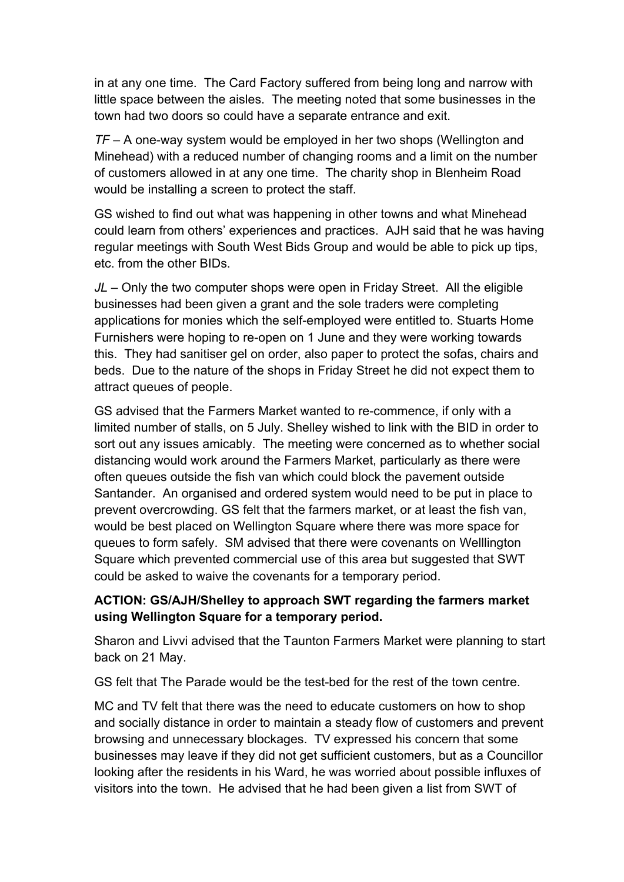in at any one time. The Card Factory suffered from being long and narrow with little space between the aisles. The meeting noted that some businesses in the town had two doors so could have a separate entrance and exit.

*TF* – A one-way system would be employed in her two shops (Wellington and Minehead) with a reduced number of changing rooms and a limit on the number of customers allowed in at any one time. The charity shop in Blenheim Road would be installing a screen to protect the staff.

GS wished to find out what was happening in other towns and what Minehead could learn from others' experiences and practices. AJH said that he was having regular meetings with South West Bids Group and would be able to pick up tips, etc. from the other BIDs.

*JL* – Only the two computer shops were open in Friday Street. All the eligible businesses had been given a grant and the sole traders were completing applications for monies which the self-employed were entitled to. Stuarts Home Furnishers were hoping to re-open on 1 June and they were working towards this. They had sanitiser gel on order, also paper to protect the sofas, chairs and beds. Due to the nature of the shops in Friday Street he did not expect them to attract queues of people.

GS advised that the Farmers Market wanted to re-commence, if only with a limited number of stalls, on 5 July. Shelley wished to link with the BID in order to sort out any issues amicably. The meeting were concerned as to whether social distancing would work around the Farmers Market, particularly as there were often queues outside the fish van which could block the pavement outside Santander. An organised and ordered system would need to be put in place to prevent overcrowding. GS felt that the farmers market, or at least the fish van, would be best placed on Wellington Square where there was more space for queues to form safely. SM advised that there were covenants on Welllington Square which prevented commercial use of this area but suggested that SWT could be asked to waive the covenants for a temporary period.

**ACTION: GS/AJH/Shelley to approach SWT regarding the farmers market using Wellington Square for a temporary period.**

Sharon and Livvi advised that the Taunton Farmers Market were planning to start back on 21 May.

GS felt that The Parade would be the test-bed for the rest of the town centre.

MC and TV felt that there was the need to educate customers on how to shop and socially distance in order to maintain a steady flow of customers and prevent browsing and unnecessary blockages. TV expressed his concern that some businesses may leave if they did not get sufficient customers, but as a Councillor looking after the residents in his Ward, he was worried about possible influxes of visitors into the town. He advised that he had been given a list from SWT of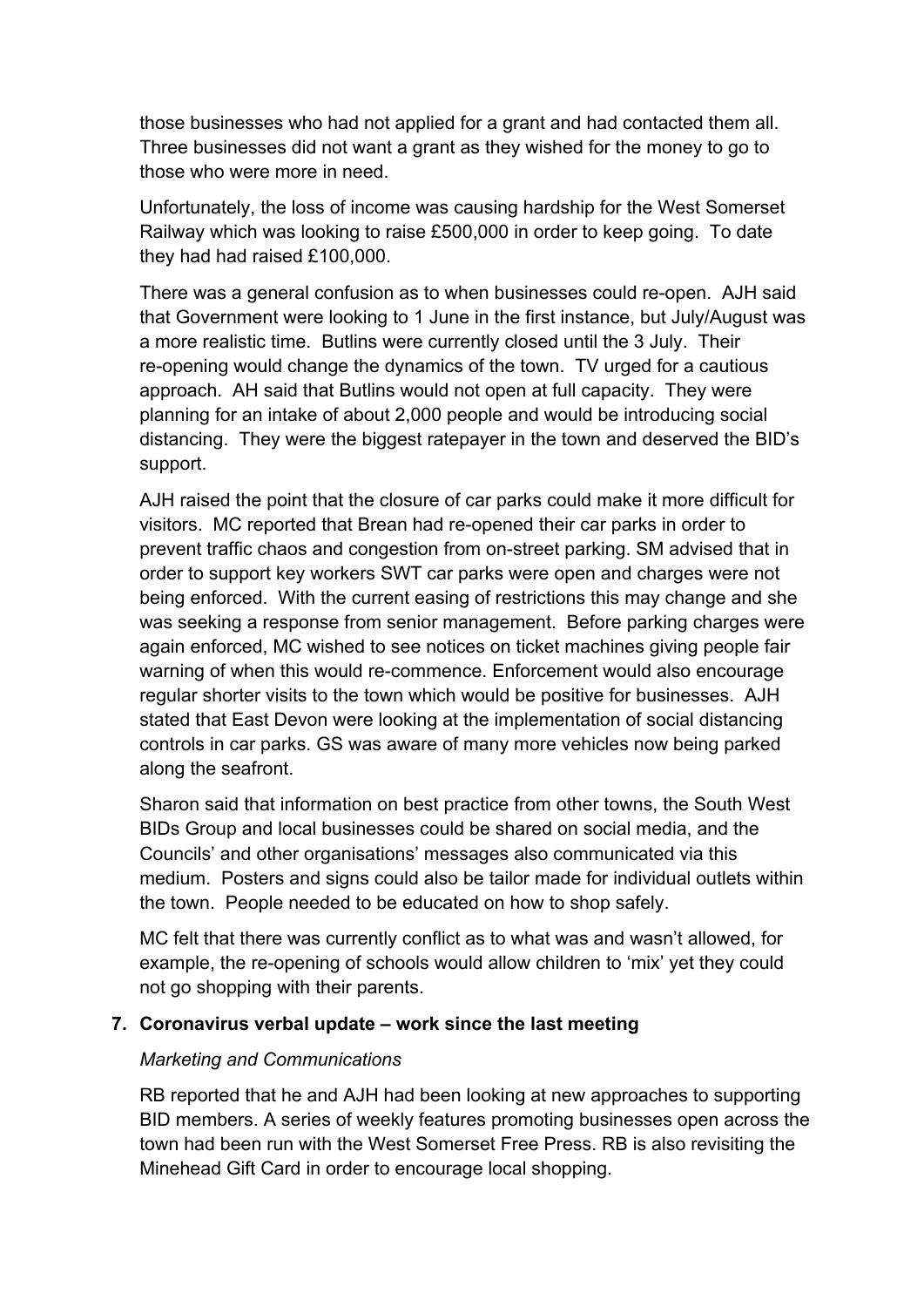those businesses who had not applied for a grant and had contacted them all. Three businesses did not want a grant as they wished for the money to go to those who were more in need.

Unfortunately, the loss of income was causing hardship for the West Somerset Railway which was looking to raise £500,000 in order to keep going. To date they had had raised £100,000.

There was a general confusion as to when businesses could re-open. AJH said that Government were looking to 1 June in the first instance, but July/August was a more realistic time. Butlins were currently closed until the 3 July. Their re-opening would change the dynamics of the town. TV urged for a cautious approach. AH said that Butlins would not open at full capacity. They were planning for an intake of about 2,000 people and would be introducing social distancing. They were the biggest ratepayer in the town and deserved the BID's support.

AJH raised the point that the closure of car parks could make it more difficult for visitors. MC reported that Brean had re-opened their car parks in order to prevent traffic chaos and congestion from on-street parking. SM advised that in order to support key workers SWT car parks were open and charges were not being enforced. With the current easing of restrictions this may change and she was seeking a response from senior management. Before parking charges were again enforced, MC wished to see notices on ticket machines giving people fair warning of when this would re-commence. Enforcement would also encourage regular shorter visits to the town which would be positive for businesses. AJH stated that East Devon were looking at the implementation of social distancing controls in car parks. GS was aware of many more vehicles now being parked along the seafront.

Sharon said that information on best practice from other towns, the South West BIDs Group and local businesses could be shared on social media, and the Councils' and other organisations' messages also communicated via this medium. Posters and signs could also be tailor made for individual outlets within the town. People needed to be educated on how to shop safely.

MC felt that there was currently conflict as to what was and wasn't allowed, for example, the re-opening of schools would allow children to 'mix' yet they could not go shopping with their parents.

## 7. Coronavirus verbal update – work since the last meeting

*Marketing and Communications*

RB reported that he and AJH had been looking at new approaches to supporting BID members. A series of weekly features promoting businesses open across the town had been run with the West Somerset Free Press. RB is also revisiting the Minehead Gift Card in order to encourage local shopping.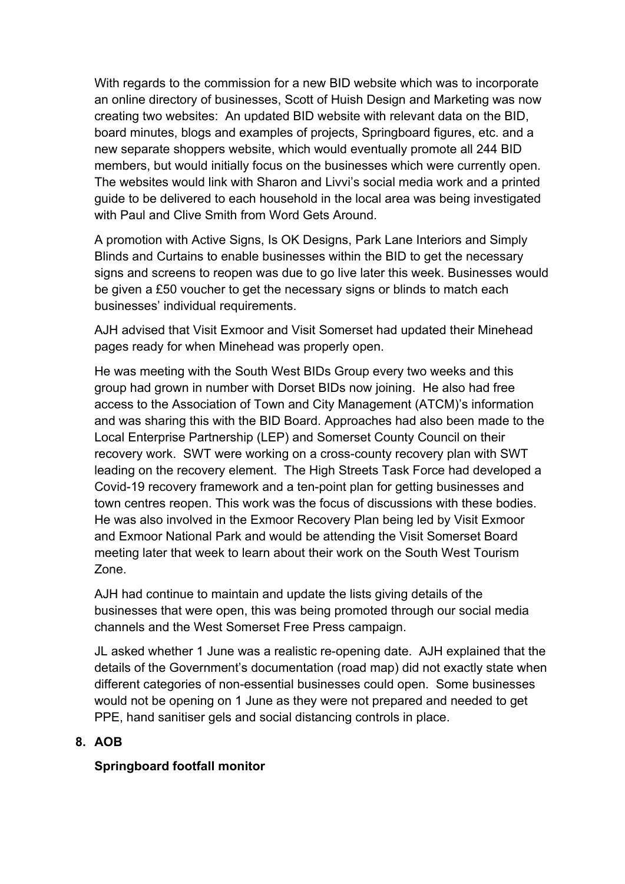With regards to the commission for a new BID website which was to incorporate an online directory of businesses, Scott of Huish Design and Marketing was now creating two websites: An updated BID website with relevant data on the BID, board minutes, blogs and examples of projects, Springboard figures, etc. and a new separate shoppers website, which would eventually promote all 244 BID members, but would initially focus on the businesses which were currently open. The websites would link with Sharon and Livvi's social media work and a printed guide to be delivered to each household in the local area was being investigated with Paul and Clive Smith from Word Gets Around.

A promotion with Active Signs, Is OK Designs, Park Lane Interiors and Simply Blinds and Curtains to enable businesses within the BID to get the necessary signs and screens to reopen was due to go live later this week. Businesses would be given a £50 voucher to get the necessary signs or blinds to match each businesses' individual requirements.

AJH advised that Visit Exmoor and Visit Somerset had updated their Minehead pages ready for when Minehead was properly open.

He was meeting with the South West BIDs Group every two weeks and this group had grown in number with Dorset BIDs now joining. He also had free access to the Association of Town and City Management (ATCM)'s information and was sharing this with the BID Board. Approaches had also been made to the Local Enterprise Partnership (LEP) and Somerset County Council on their recovery work. SWT were working on a cross-county recovery plan with SWT leading on the recovery element. The High Streets Task Force had developed a Covid-19 recovery framework and a ten-point plan for getting businesses and town centres reopen. This work was the focus of discussions with these bodies. He was also involved in the Exmoor Recovery Plan being led by Visit Exmoor and Exmoor National Park and would be attending the Visit Somerset Board meeting later that week to learn about their work on the South West Tourism Zone.

AJH had continue to maintain and update the lists giving details of the businesses that were open, this was being promoted through our social media channels and the West Somerset Free Press campaign.

JL asked whether 1 June was a realistic re-opening date. AJH explained that the details of the Government's documentation (road map) did not exactly state when different categories of non-essential businesses could open. Some businesses would not be opening on 1 June as they were not prepared and needed to get PPE, hand sanitiser gels and social distancing controls in place.

## 8. AOB

**Springboard footfall monitor**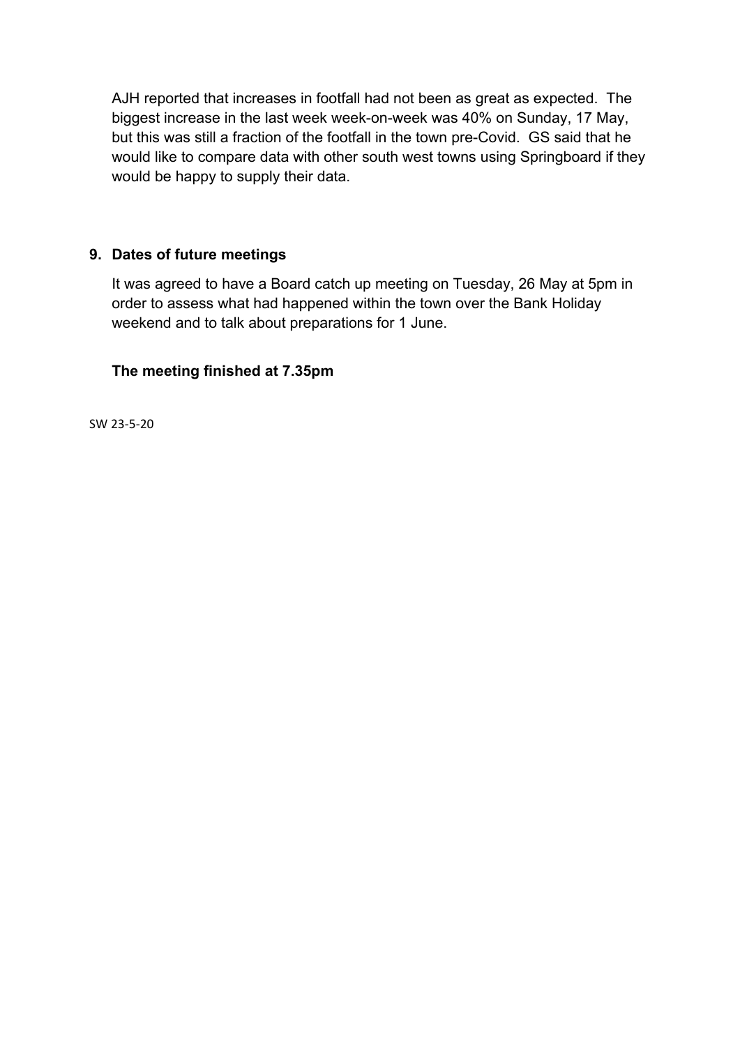AJH reported that increases in footfall had not been as great as expected. The biggest increase in the last week week-on-week was 40% on Sunday, 17 May, but this was still a fraction of the footfall in the town pre-Covid. GS said that he would like to compare data with other south west towns using Springboard if they would be happy to supply their data.

## 9. Dates of future meetings

It was agreed to have a Board catch up meeting on Tuesday, 26 May at 5pm in order to assess what had happened within the town over the Bank Holiday weekend and to talk about preparations for 1 June.

**The meeting finished at 7.35pm**

SW 23-5-20